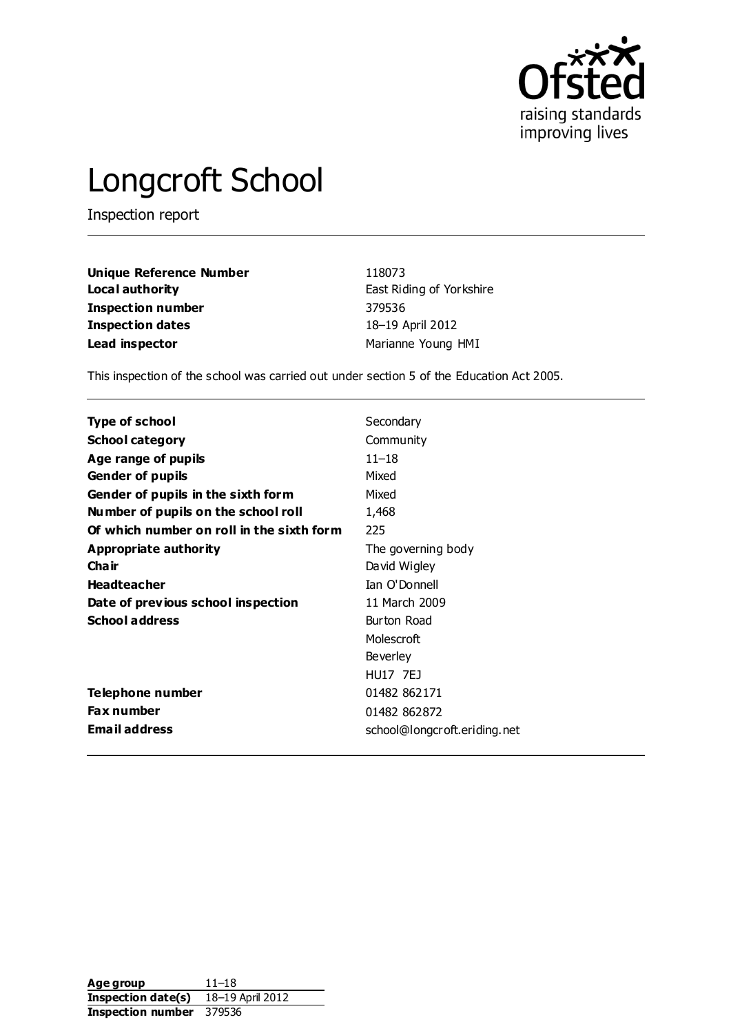# Longcroft School

Inspection report

| | |
|---|---|
| **Unique Reference Number** | 118073 |
| **Local authority** | East Riding of Yorkshire |
| **Inspection number** | 379536 |
| **Inspection dates** | 18–19 April 2012 |
| **Lead inspector** | Marianne Young HMI |

This inspection of the school was carried out under section 5 of the Education Act 2005.

| | |
|---|---|
| **Type of school** | Secondary |
| **School category** | Community |
| **Age range of pupils** | 11–18 |
| **Gender of pupils** | Mixed |
| **Gender of pupils in the sixth form** | Mixed |
| **Number of pupils on the school roll** | 1,468 |
| **Of which number on roll in the sixth form** | 225 |
| **Appropriate authority** | The governing body |
| **Chair** | David Wigley |
| **Headteacher** | Ian O'Donnell |
| **Date of previous school inspection** | 11 March 2009 |
| **School address** | Burton Road<br>Molescroft<br>Beverley<br>HU17 7EJ |
| **Telephone number** | 01482 862171 |
| **Fax number** | 01482 862872 |
| **Email address** | school@longcroft.eriding.net |

| | |
|---|---|
| **Age group** | 11–18 |
| **Inspection date(s)** | 18–19 April 2012 |
| **Inspection number** | 379536 |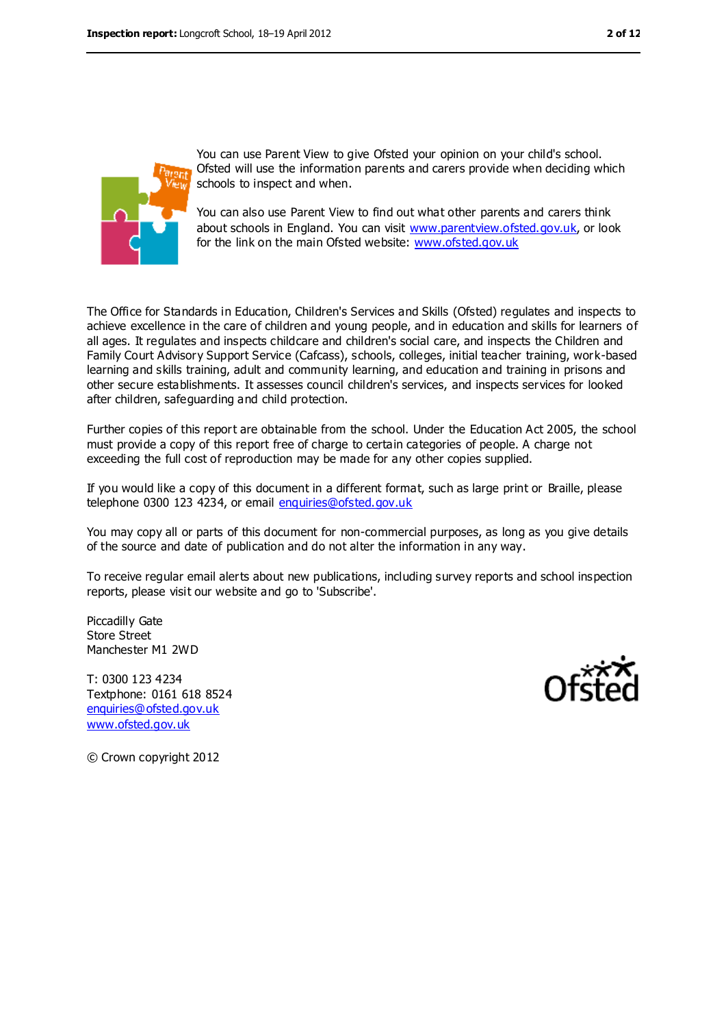You can use Parent View to give Ofsted your opinion on your child's school. Ofsted will use the information parents and carers provide when deciding which schools to inspect and when.

You can also use Parent View to find out what other parents and carers think about schools in England. You can visit www.parentview.ofsted.gov.uk, or look for the link on the main Ofsted website: www.ofsted.gov.uk

The Office for Standards in Education, Children's Services and Skills (Ofsted) regulates and inspects to achieve excellence in the care of children and young people, and in education and skills for learners of all ages. It regulates and inspects childcare and children's social care, and inspects the Children and Family Court Advisory Support Service (Cafcass), schools, colleges, initial teacher training, work-based learning and skills training, adult and community learning, and education and training in prisons and other secure establishments. It assesses council children's services, and inspects services for looked after children, safeguarding and child protection.

Further copies of this report are obtainable from the school. Under the Education Act 2005, the school must provide a copy of this report free of charge to certain categories of people. A charge not exceeding the full cost of reproduction may be made for any other copies supplied.

If you would like a copy of this document in a different format, such as large print or Braille, please telephone 0300 123 4234, or email enquiries@ofsted.gov.uk

You may copy all or parts of this document for non-commercial purposes, as long as you give details of the source and date of publication and do not alter the information in any way.

To receive regular email alerts about new publications, including survey reports and school inspection reports, please visit our website and go to 'Subscribe'.

Piccadilly Gate
Store Street
Manchester M1 2WD

T: 0300 123 4234
Textphone: 0161 618 8524
enquiries@ofsted.gov.uk
www.ofsted.gov.uk

© Crown copyright 2012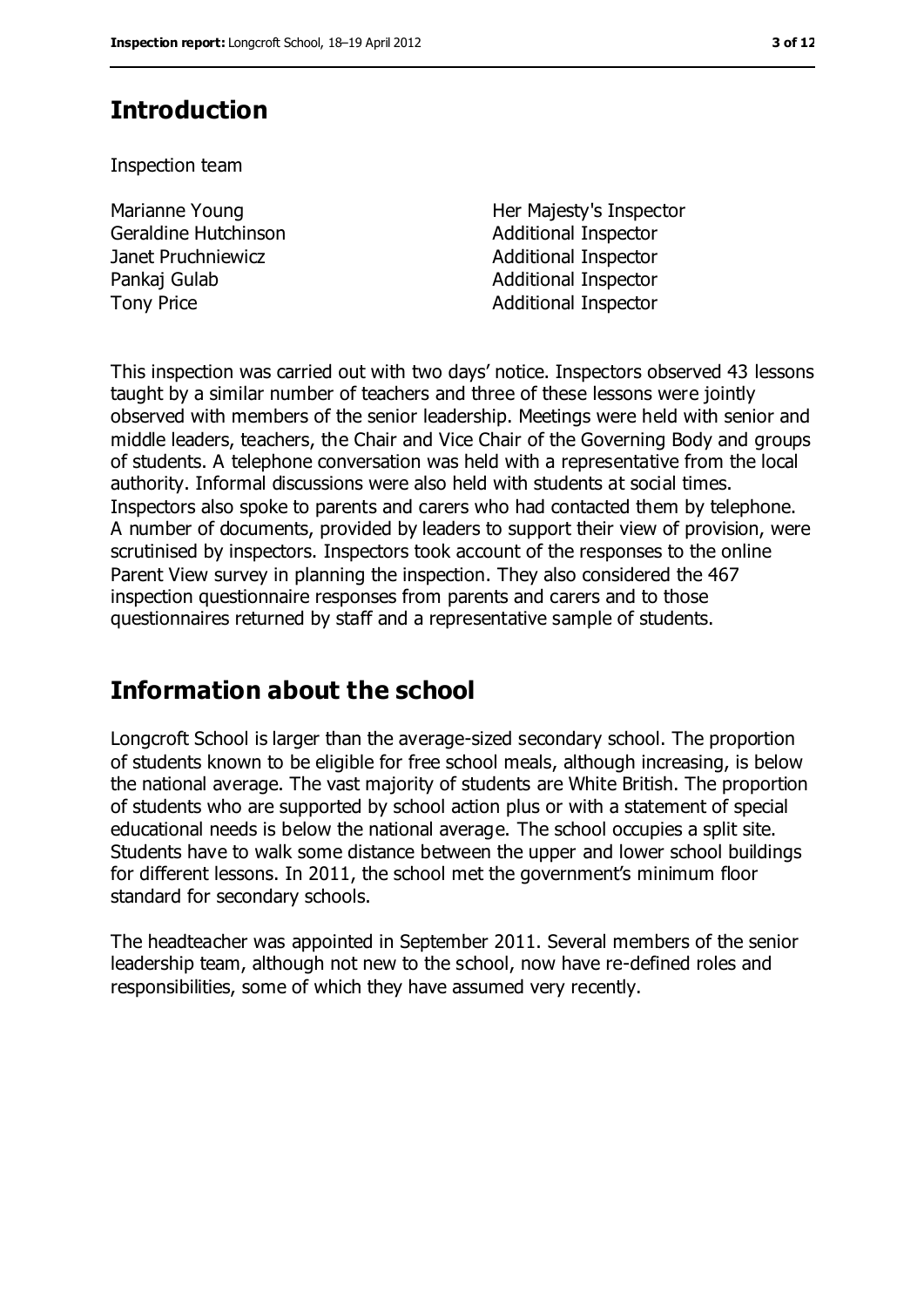## Introduction

Inspection team

| | |
|---|---|
| Marianne Young | Her Majesty's Inspector |
| Geraldine Hutchinson | Additional Inspector |
| Janet Pruchniewicz | Additional Inspector |
| Pankaj Gulab | Additional Inspector |
| Tony Price | Additional Inspector |

This inspection was carried out with two days' notice. Inspectors observed 43 lessons taught by a similar number of teachers and three of these lessons were jointly observed with members of the senior leadership. Meetings were held with senior and middle leaders, teachers, the Chair and Vice Chair of the Governing Body and groups of students. A telephone conversation was held with a representative from the local authority. Informal discussions were also held with students at social times. Inspectors also spoke to parents and carers who had contacted them by telephone. A number of documents, provided by leaders to support their view of provision, were scrutinised by inspectors. Inspectors took account of the responses to the online Parent View survey in planning the inspection. They also considered the 467 inspection questionnaire responses from parents and carers and to those questionnaires returned by staff and a representative sample of students.

## Information about the school

Longcroft School is larger than the average-sized secondary school. The proportion of students known to be eligible for free school meals, although increasing, is below the national average. The vast majority of students are White British. The proportion of students who are supported by school action plus or with a statement of special educational needs is below the national average. The school occupies a split site. Students have to walk some distance between the upper and lower school buildings for different lessons. In 2011, the school met the government's minimum floor standard for secondary schools.

The headteacher was appointed in September 2011. Several members of the senior leadership team, although not new to the school, now have re-defined roles and responsibilities, some of which they have assumed very recently.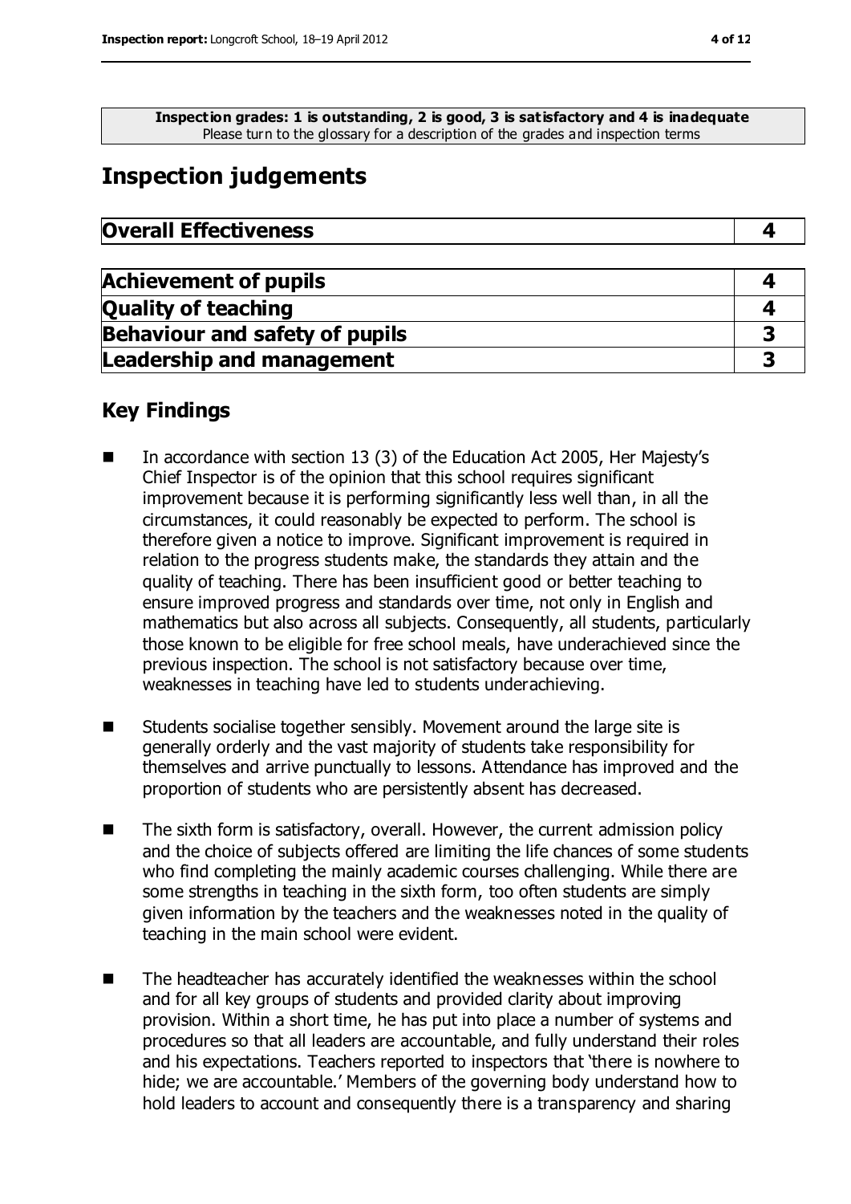**Inspection grades: 1 is outstanding, 2 is good, 3 is satisfactory and 4 is inadequate**
Please turn to the glossary for a description of the grades and inspection terms

# Inspection judgements

| **Overall Effectiveness** | **4** |
|---|---|

| **Achievement of pupils** | **4** |
|---|---|
| **Quality of teaching** | **4** |
| **Behaviour and safety of pupils** | **3** |
| **Leadership and management** | **3** |

## Key Findings

- In accordance with section 13 (3) of the Education Act 2005, Her Majesty's Chief Inspector is of the opinion that this school requires significant improvement because it is performing significantly less well than, in all the circumstances, it could reasonably be expected to perform. The school is therefore given a notice to improve. Significant improvement is required in relation to the progress students make, the standards they attain and the quality of teaching. There has been insufficient good or better teaching to ensure improved progress and standards over time, not only in English and mathematics but also across all subjects. Consequently, all students, particularly those known to be eligible for free school meals, have underachieved since the previous inspection. The school is not satisfactory because over time, weaknesses in teaching have led to students underachieving.

- Students socialise together sensibly. Movement around the large site is generally orderly and the vast majority of students take responsibility for themselves and arrive punctually to lessons. Attendance has improved and the proportion of students who are persistently absent has decreased.

- The sixth form is satisfactory, overall. However, the current admission policy and the choice of subjects offered are limiting the life chances of some students who find completing the mainly academic courses challenging. While there are some strengths in teaching in the sixth form, too often students are simply given information by the teachers and the weaknesses noted in the quality of teaching in the main school were evident.

- The headteacher has accurately identified the weaknesses within the school and for all key groups of students and provided clarity about improving provision. Within a short time, he has put into place a number of systems and procedures so that all leaders are accountable, and fully understand their roles and his expectations. Teachers reported to inspectors that 'there is nowhere to hide; we are accountable.' Members of the governing body understand how to hold leaders to account and consequently there is a transparency and sharing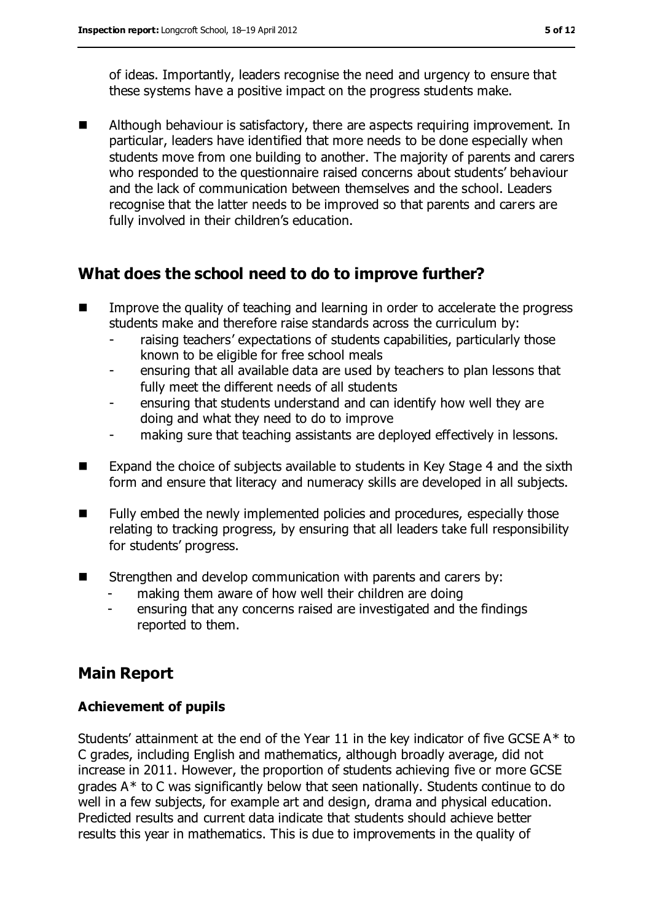of ideas. Importantly, leaders recognise the need and urgency to ensure that these systems have a positive impact on the progress students make.

- Although behaviour is satisfactory, there are aspects requiring improvement. In particular, leaders have identified that more needs to be done especially when students move from one building to another. The majority of parents and carers who responded to the questionnaire raised concerns about students' behaviour and the lack of communication between themselves and the school. Leaders recognise that the latter needs to be improved so that parents and carers are fully involved in their children's education.

## What does the school need to do to improve further?

- Improve the quality of teaching and learning in order to accelerate the progress students make and therefore raise standards across the curriculum by:
  - raising teachers' expectations of students capabilities, particularly those known to be eligible for free school meals
  - ensuring that all available data are used by teachers to plan lessons that fully meet the different needs of all students
  - ensuring that students understand and can identify how well they are doing and what they need to do to improve
  - making sure that teaching assistants are deployed effectively in lessons.
- Expand the choice of subjects available to students in Key Stage 4 and the sixth form and ensure that literacy and numeracy skills are developed in all subjects.
- Fully embed the newly implemented policies and procedures, especially those relating to tracking progress, by ensuring that all leaders take full responsibility for students' progress.
- Strengthen and develop communication with parents and carers by:
  - making them aware of how well their children are doing
  - ensuring that any concerns raised are investigated and the findings reported to them.

## Main Report

### Achievement of pupils

Students' attainment at the end of the Year 11 in the key indicator of five GCSE A* to C grades, including English and mathematics, although broadly average, did not increase in 2011. However, the proportion of students achieving five or more GCSE grades A* to C was significantly below that seen nationally. Students continue to do well in a few subjects, for example art and design, drama and physical education. Predicted results and current data indicate that students should achieve better results this year in mathematics. This is due to improvements in the quality of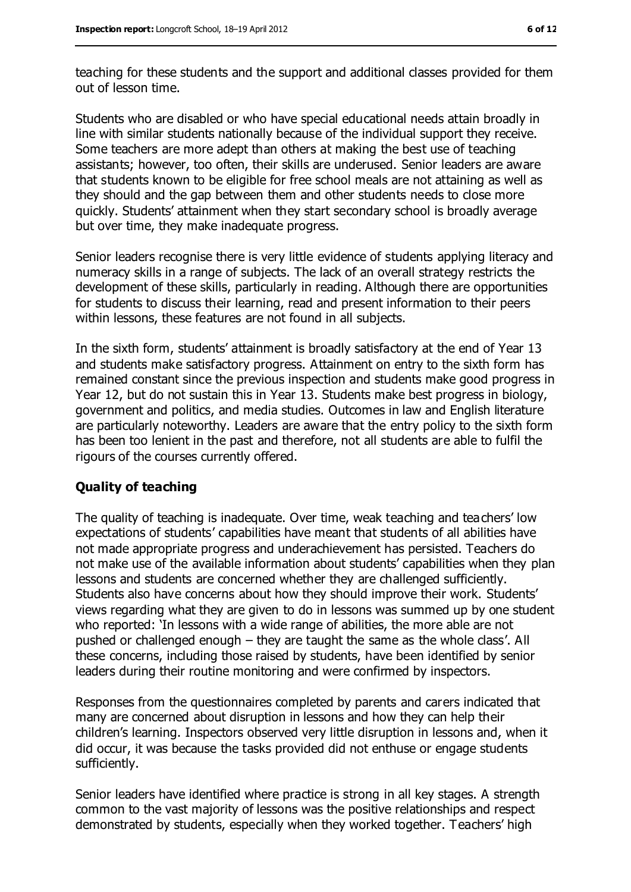teaching for these students and the support and additional classes provided for them out of lesson time.

Students who are disabled or who have special educational needs attain broadly in line with similar students nationally because of the individual support they receive. Some teachers are more adept than others at making the best use of teaching assistants; however, too often, their skills are underused. Senior leaders are aware that students known to be eligible for free school meals are not attaining as well as they should and the gap between them and other students needs to close more quickly. Students' attainment when they start secondary school is broadly average but over time, they make inadequate progress.

Senior leaders recognise there is very little evidence of students applying literacy and numeracy skills in a range of subjects. The lack of an overall strategy restricts the development of these skills, particularly in reading. Although there are opportunities for students to discuss their learning, read and present information to their peers within lessons, these features are not found in all subjects.

In the sixth form, students' attainment is broadly satisfactory at the end of Year 13 and students make satisfactory progress. Attainment on entry to the sixth form has remained constant since the previous inspection and students make good progress in Year 12, but do not sustain this in Year 13. Students make best progress in biology, government and politics, and media studies. Outcomes in law and English literature are particularly noteworthy. Leaders are aware that the entry policy to the sixth form has been too lenient in the past and therefore, not all students are able to fulfil the rigours of the courses currently offered.

### Quality of teaching

The quality of teaching is inadequate. Over time, weak teaching and teachers' low expectations of students' capabilities have meant that students of all abilities have not made appropriate progress and underachievement has persisted. Teachers do not make use of the available information about students' capabilities when they plan lessons and students are concerned whether they are challenged sufficiently. Students also have concerns about how they should improve their work. Students' views regarding what they are given to do in lessons was summed up by one student who reported: 'In lessons with a wide range of abilities, the more able are not pushed or challenged enough – they are taught the same as the whole class'. All these concerns, including those raised by students, have been identified by senior leaders during their routine monitoring and were confirmed by inspectors.

Responses from the questionnaires completed by parents and carers indicated that many are concerned about disruption in lessons and how they can help their children's learning. Inspectors observed very little disruption in lessons and, when it did occur, it was because the tasks provided did not enthuse or engage students sufficiently.

Senior leaders have identified where practice is strong in all key stages. A strength common to the vast majority of lessons was the positive relationships and respect demonstrated by students, especially when they worked together. Teachers' high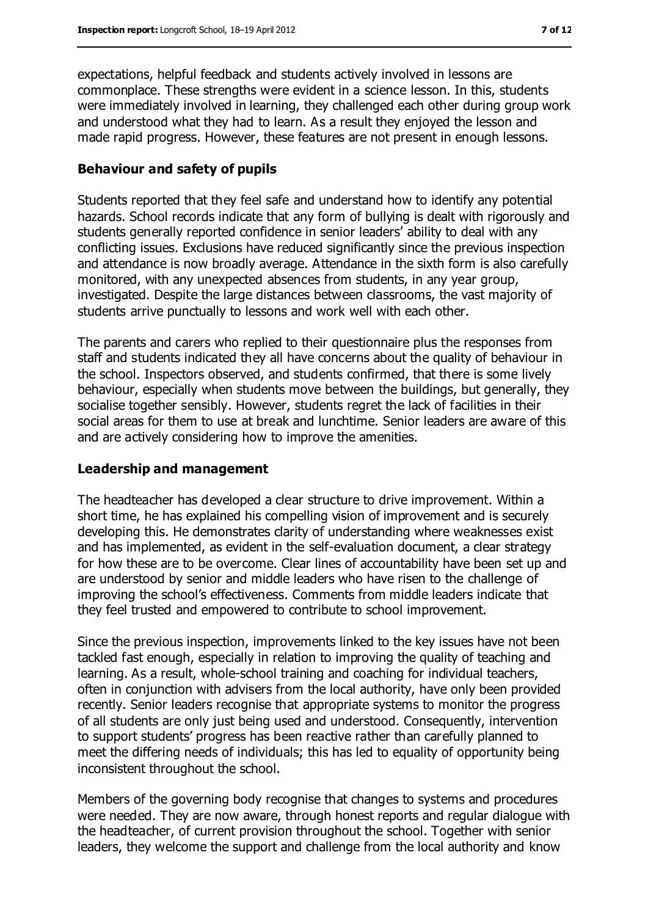expectations, helpful feedback and students actively involved in lessons are commonplace. These strengths were evident in a science lesson. In this, students were immediately involved in learning, they challenged each other during group work and understood what they had to learn. As a result they enjoyed the lesson and made rapid progress. However, these features are not present in enough lessons.

### Behaviour and safety of pupils

Students reported that they feel safe and understand how to identify any potential hazards. School records indicate that any form of bullying is dealt with rigorously and students generally reported confidence in senior leaders' ability to deal with any conflicting issues. Exclusions have reduced significantly since the previous inspection and attendance is now broadly average. Attendance in the sixth form is also carefully monitored, with any unexpected absences from students, in any year group, investigated. Despite the large distances between classrooms, the vast majority of students arrive punctually to lessons and work well with each other.

The parents and carers who replied to their questionnaire plus the responses from staff and students indicated they all have concerns about the quality of behaviour in the school. Inspectors observed, and students confirmed, that there is some lively behaviour, especially when students move between the buildings, but generally, they socialise together sensibly. However, students regret the lack of facilities in their social areas for them to use at break and lunchtime. Senior leaders are aware of this and are actively considering how to improve the amenities.

### Leadership and management

The headteacher has developed a clear structure to drive improvement. Within a short time, he has explained his compelling vision of improvement and is securely developing this. He demonstrates clarity of understanding where weaknesses exist and has implemented, as evident in the self-evaluation document, a clear strategy for how these are to be overcome. Clear lines of accountability have been set up and are understood by senior and middle leaders who have risen to the challenge of improving the school's effectiveness. Comments from middle leaders indicate that they feel trusted and empowered to contribute to school improvement.

Since the previous inspection, improvements linked to the key issues have not been tackled fast enough, especially in relation to improving the quality of teaching and learning. As a result, whole-school training and coaching for individual teachers, often in conjunction with advisers from the local authority, have only been provided recently. Senior leaders recognise that appropriate systems to monitor the progress of all students are only just being used and understood. Consequently, intervention to support students' progress has been reactive rather than carefully planned to meet the differing needs of individuals; this has led to equality of opportunity being inconsistent throughout the school.

Members of the governing body recognise that changes to systems and procedures were needed. They are now aware, through honest reports and regular dialogue with the headteacher, of current provision throughout the school. Together with senior leaders, they welcome the support and challenge from the local authority and know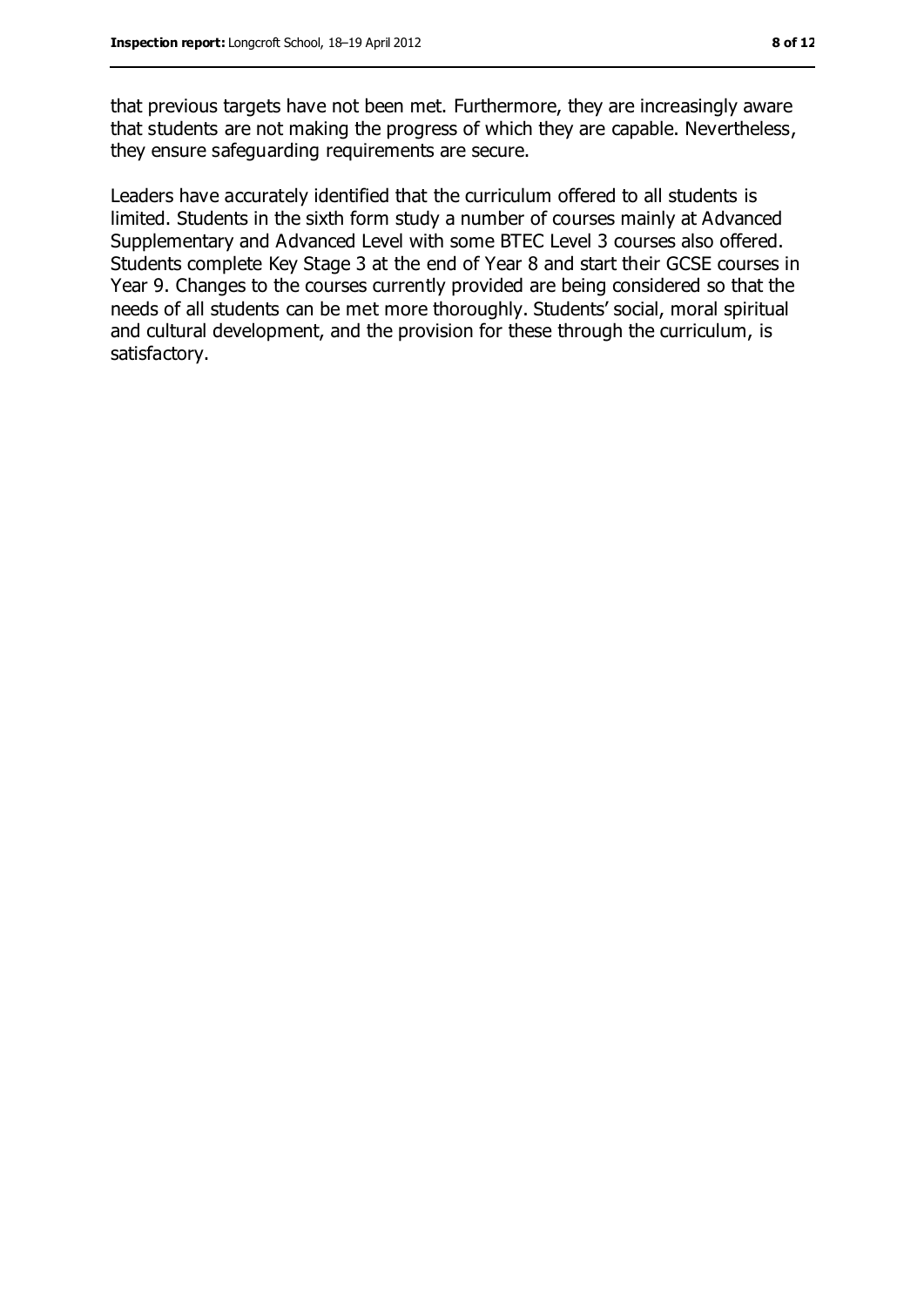that previous targets have not been met. Furthermore, they are increasingly aware that students are not making the progress of which they are capable. Nevertheless, they ensure safeguarding requirements are secure.

Leaders have accurately identified that the curriculum offered to all students is limited. Students in the sixth form study a number of courses mainly at Advanced Supplementary and Advanced Level with some BTEC Level 3 courses also offered. Students complete Key Stage 3 at the end of Year 8 and start their GCSE courses in Year 9. Changes to the courses currently provided are being considered so that the needs of all students can be met more thoroughly. Students' social, moral spiritual and cultural development, and the provision for these through the curriculum, is satisfactory.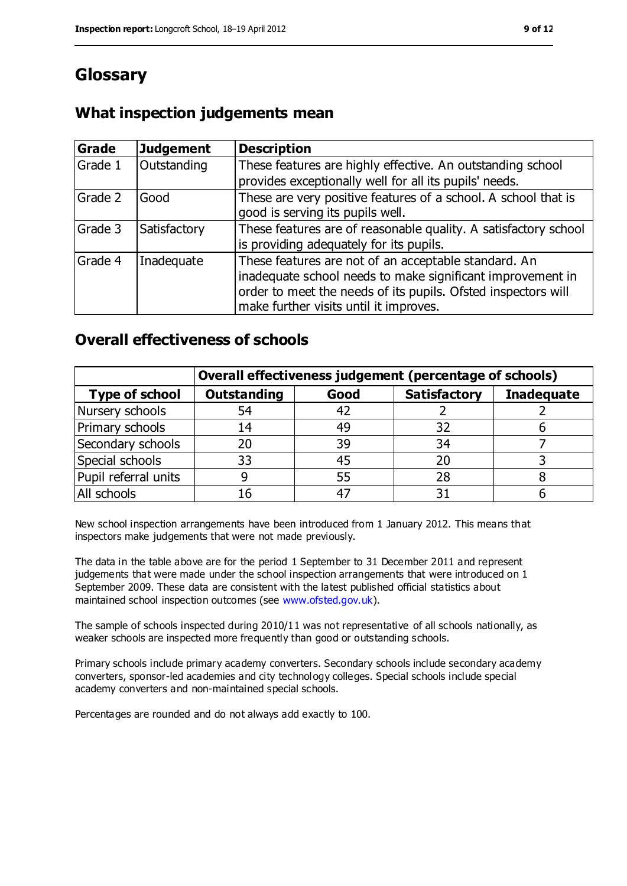# Glossary

## What inspection judgements mean

| Grade | Judgement | Description |
|---|---|---|
| Grade 1 | Outstanding | These features are highly effective. An outstanding school provides exceptionally well for all its pupils' needs. |
| Grade 2 | Good | These are very positive features of a school. A school that is good is serving its pupils well. |
| Grade 3 | Satisfactory | These features are of reasonable quality. A satisfactory school is providing adequately for its pupils. |
| Grade 4 | Inadequate | These features are not of an acceptable standard. An inadequate school needs to make significant improvement in order to meet the needs of its pupils. Ofsted inspectors will make further visits until it improves. |

## Overall effectiveness of schools

| | Overall effectiveness judgement (percentage of schools) | | | |
|---|---|---|---|---|
| **Type of school** | **Outstanding** | **Good** | **Satisfactory** | **Inadequate** |
| Nursery schools | 54 | 42 | 2 | 2 |
| Primary schools | 14 | 49 | 32 | 6 |
| Secondary schools | 20 | 39 | 34 | 7 |
| Special schools | 33 | 45 | 20 | 3 |
| Pupil referral units | 9 | 55 | 28 | 8 |
| All schools | 16 | 47 | 31 | 6 |

New school inspection arrangements have been introduced from 1 January 2012. This means that inspectors make judgements that were not made previously.

The data in the table above are for the period 1 September to 31 December 2011 and represent judgements that were made under the school inspection arrangements that were introduced on 1 September 2009. These data are consistent with the latest published official statistics about maintained school inspection outcomes (see www.ofsted.gov.uk).

The sample of schools inspected during 2010/11 was not representative of all schools nationally, as weaker schools are inspected more frequently than good or outstanding schools.

Primary schools include primary academy converters. Secondary schools include secondary academy converters, sponsor-led academies and city technology colleges. Special schools include special academy converters and non-maintained special schools.

Percentages are rounded and do not always add exactly to 100.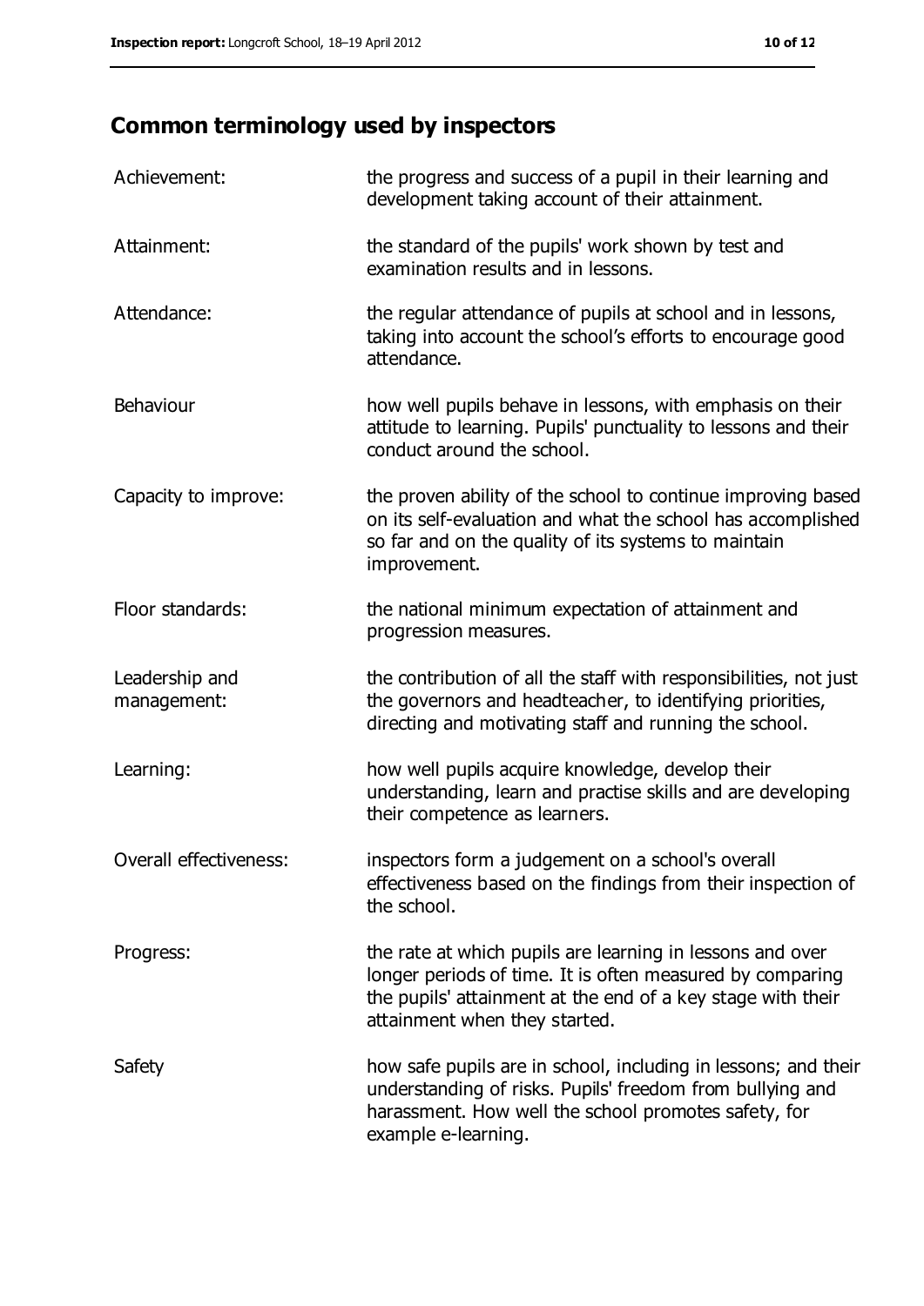## Common terminology used by inspectors

| | |
|---|---|
| Achievement: | the progress and success of a pupil in their learning and development taking account of their attainment. |
| Attainment: | the standard of the pupils' work shown by test and examination results and in lessons. |
| Attendance: | the regular attendance of pupils at school and in lessons, taking into account the school's efforts to encourage good attendance. |
| Behaviour | how well pupils behave in lessons, with emphasis on their attitude to learning. Pupils' punctuality to lessons and their conduct around the school. |
| Capacity to improve: | the proven ability of the school to continue improving based on its self-evaluation and what the school has accomplished so far and on the quality of its systems to maintain improvement. |
| Floor standards: | the national minimum expectation of attainment and progression measures. |
| Leadership and management: | the contribution of all the staff with responsibilities, not just the governors and headteacher, to identifying priorities, directing and motivating staff and running the school. |
| Learning: | how well pupils acquire knowledge, develop their understanding, learn and practise skills and are developing their competence as learners. |
| Overall effectiveness: | inspectors form a judgement on a school's overall effectiveness based on the findings from their inspection of the school. |
| Progress: | the rate at which pupils are learning in lessons and over longer periods of time. It is often measured by comparing the pupils' attainment at the end of a key stage with their attainment when they started. |
| Safety | how safe pupils are in school, including in lessons; and their understanding of risks. Pupils' freedom from bullying and harassment. How well the school promotes safety, for example e-learning. |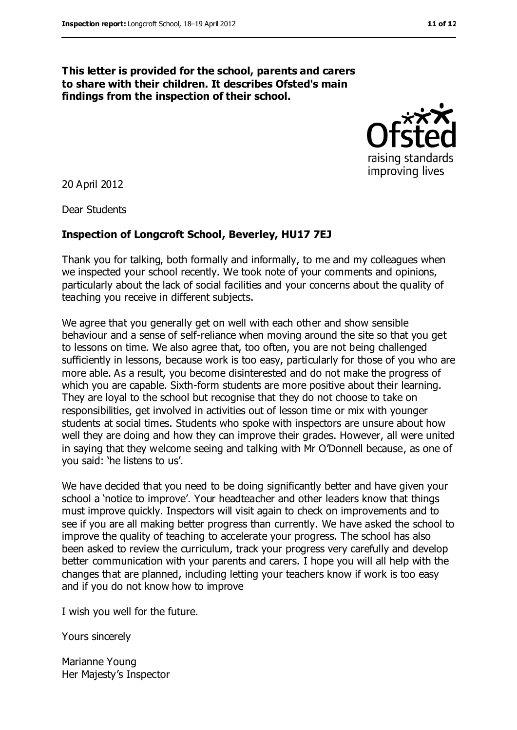**This letter is provided for the school, parents and carers to share with their children. It describes Ofsted's main findings from the inspection of their school.**

20 April 2012

Dear Students

**Inspection of Longcroft School, Beverley, HU17 7EJ**

Thank you for talking, both formally and informally, to me and my colleagues when we inspected your school recently. We took note of your comments and opinions, particularly about the lack of social facilities and your concerns about the quality of teaching you receive in different subjects.

We agree that you generally get on well with each other and show sensible behaviour and a sense of self-reliance when moving around the site so that you get to lessons on time. We also agree that, too often, you are not being challenged sufficiently in lessons, because work is too easy, particularly for those of you who are more able. As a result, you become disinterested and do not make the progress of which you are capable. Sixth-form students are more positive about their learning. They are loyal to the school but recognise that they do not choose to take on responsibilities, get involved in activities out of lesson time or mix with younger students at social times. Students who spoke with inspectors are unsure about how well they are doing and how they can improve their grades. However, all were united in saying that they welcome seeing and talking with Mr O'Donnell because, as one of you said: 'he listens to us'.

We have decided that you need to be doing significantly better and have given your school a 'notice to improve'. Your headteacher and other leaders know that things must improve quickly. Inspectors will visit again to check on improvements and to see if you are all making better progress than currently. We have asked the school to improve the quality of teaching to accelerate your progress. The school has also been asked to review the curriculum, track your progress very carefully and develop better communication with your parents and carers. I hope you will all help with the changes that are planned, including letting your teachers know if work is too easy and if you do not know how to improve

I wish you well for the future.

Yours sincerely

Marianne Young
Her Majesty's Inspector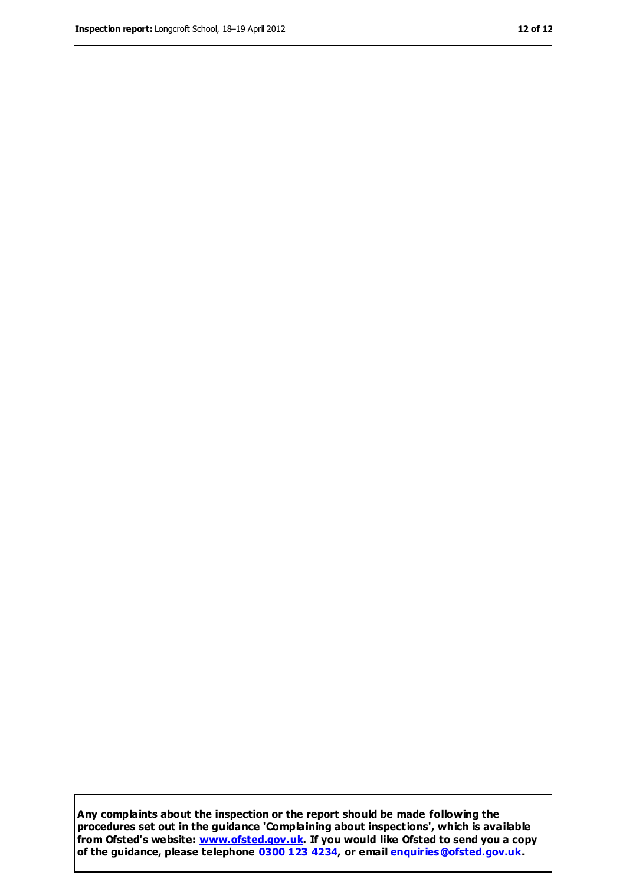**Any complaints about the inspection or the report should be made following the procedures set out in the guidance 'Complaining about inspections', which is available from Ofsted's website: [www.ofsted.gov.uk](http://www.ofsted.gov.uk). If you would like Ofsted to send you a copy of the guidance, please telephone 0300 123 4234, or email [enquiries@ofsted.gov.uk](mailto:enquiries@ofsted.gov.uk).**